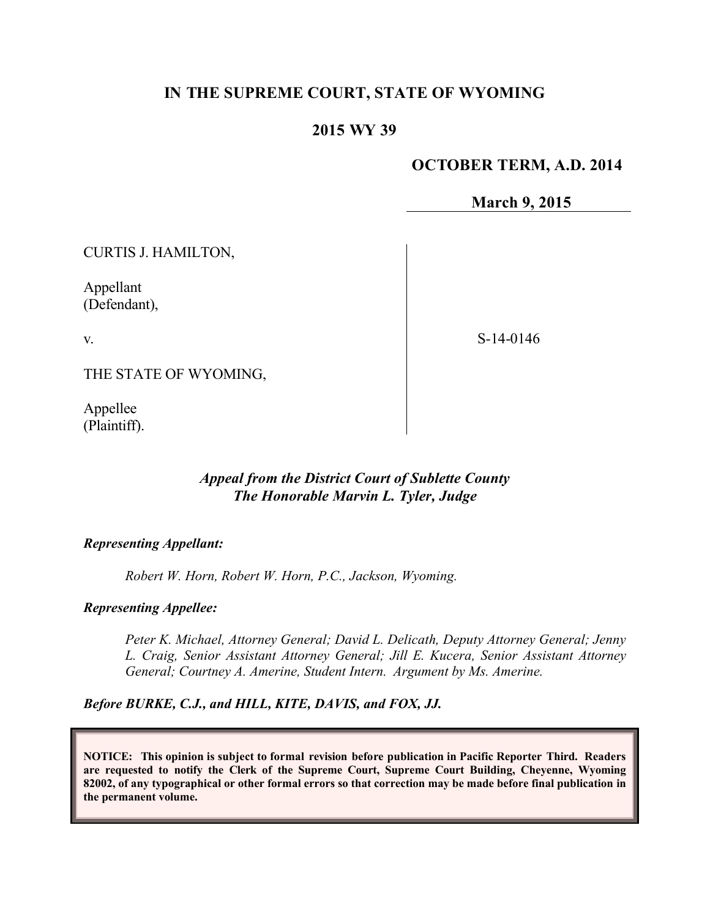# IN THE SUPREME COURT, STATE OF WYOMING

## 2015 WY 39

**OCTOBER TERM, A.D. 2014**

**March 9, 2015**

CURTIS J. HAMILTON,

Appellant
(Defendant),

v.

THE STATE OF WYOMING,

Appellee
(Plaintiff).

S-14-0146

***Appeal from the District Court of Sublette County***
***The Honorable Marvin L. Tyler, Judge***

***Representing Appellant:***

*Robert W. Horn, Robert W. Horn, P.C., Jackson, Wyoming.*

***Representing Appellee:***

*Peter K. Michael, Attorney General; David L. Delicath, Deputy Attorney General; Jenny L. Craig, Senior Assistant Attorney General; Jill E. Kucera, Senior Assistant Attorney General; Courtney A. Amerine, Student Intern. Argument by Ms. Amerine.*

***Before BURKE, C.J., and HILL, KITE, DAVIS, and FOX, JJ.***

**NOTICE: This opinion is subject to formal revision before publication in Pacific Reporter Third. Readers are requested to notify the Clerk of the Supreme Court, Supreme Court Building, Cheyenne, Wyoming 82002, of any typographical or other formal errors so that correction may be made before final publication in the permanent volume.**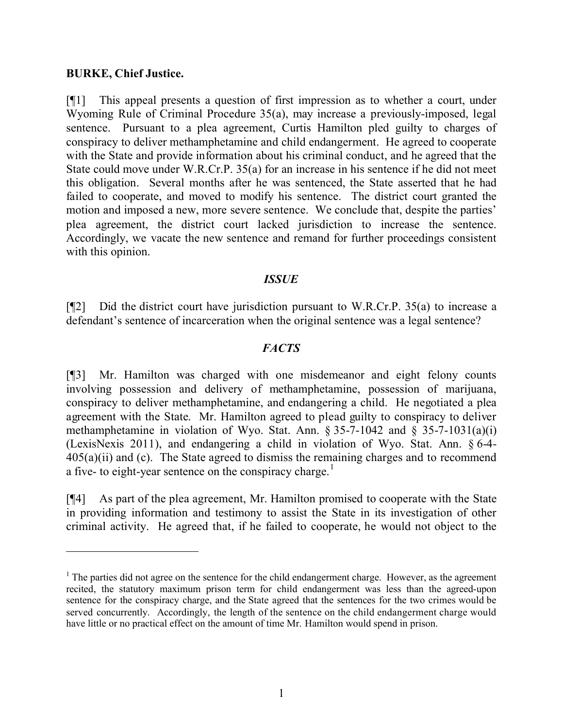**BURKE, Chief Justice.**

[¶1] This appeal presents a question of first impression as to whether a court, under Wyoming Rule of Criminal Procedure 35(a), may increase a previously-imposed, legal sentence. Pursuant to a plea agreement, Curtis Hamilton pled guilty to charges of conspiracy to deliver methamphetamine and child endangerment. He agreed to cooperate with the State and provide information about his criminal conduct, and he agreed that the State could move under W.R.Cr.P. 35(a) for an increase in his sentence if he did not meet this obligation. Several months after he was sentenced, the State asserted that he had failed to cooperate, and moved to modify his sentence. The district court granted the motion and imposed a new, more severe sentence. We conclude that, despite the parties' plea agreement, the district court lacked jurisdiction to increase the sentence. Accordingly, we vacate the new sentence and remand for further proceedings consistent with this opinion.

## *ISSUE*

[¶2] Did the district court have jurisdiction pursuant to W.R.Cr.P. 35(a) to increase a defendant's sentence of incarceration when the original sentence was a legal sentence?

## *FACTS*

[¶3] Mr. Hamilton was charged with one misdemeanor and eight felony counts involving possession and delivery of methamphetamine, possession of marijuana, conspiracy to deliver methamphetamine, and endangering a child. He negotiated a plea agreement with the State. Mr. Hamilton agreed to plead guilty to conspiracy to deliver methamphetamine in violation of Wyo. Stat. Ann. § 35-7-1042 and § 35-7-1031(a)(i) (LexisNexis 2011), and endangering a child in violation of Wyo. Stat. Ann. § 6-4-405(a)(ii) and (c). The State agreed to dismiss the remaining charges and to recommend a five- to eight-year sentence on the conspiracy charge.[1]

[¶4] As part of the plea agreement, Mr. Hamilton promised to cooperate with the State in providing information and testimony to assist the State in its investigation of other criminal activity. He agreed that, if he failed to cooperate, he would not object to the

[1] The parties did not agree on the sentence for the child endangerment charge. However, as the agreement recited, the statutory maximum prison term for child endangerment was less than the agreed-upon sentence for the conspiracy charge, and the State agreed that the sentences for the two crimes would be served concurrently. Accordingly, the length of the sentence on the child endangerment charge would have little or no practical effect on the amount of time Mr. Hamilton would spend in prison.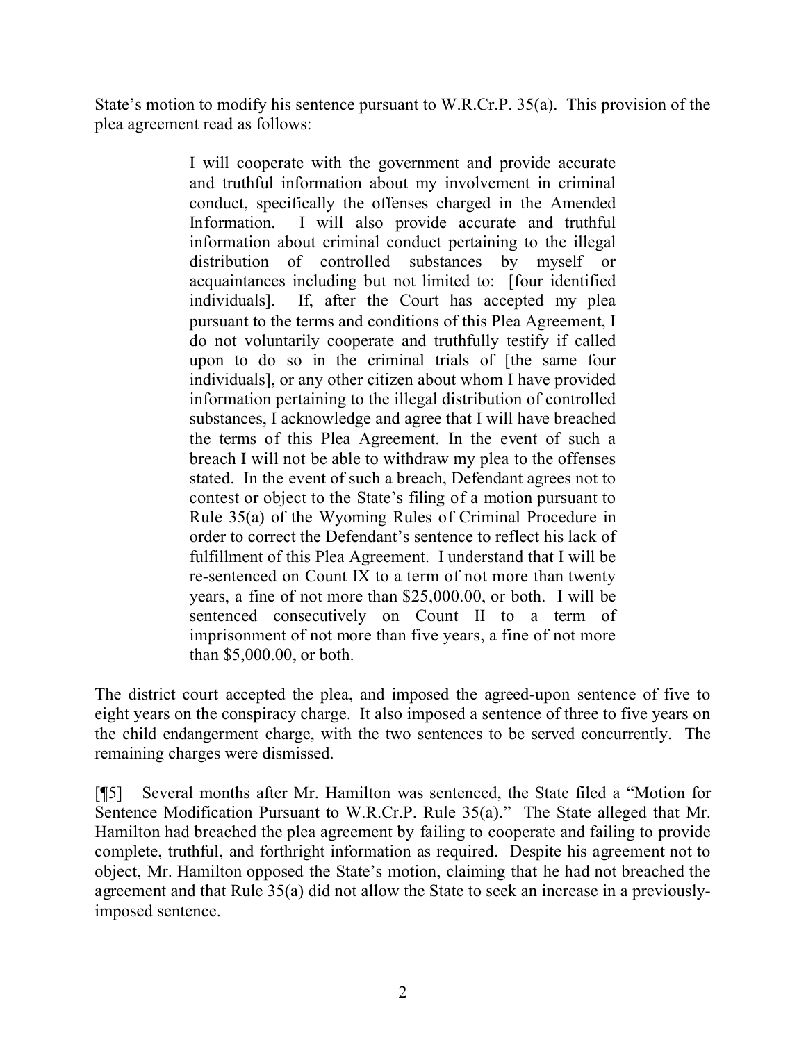State's motion to modify his sentence pursuant to W.R.Cr.P. 35(a). This provision of the plea agreement read as follows:

> I will cooperate with the government and provide accurate and truthful information about my involvement in criminal conduct, specifically the offenses charged in the Amended Information. I will also provide accurate and truthful information about criminal conduct pertaining to the illegal distribution of controlled substances by myself or acquaintances including but not limited to: [four identified individuals]. If, after the Court has accepted my plea pursuant to the terms and conditions of this Plea Agreement, I do not voluntarily cooperate and truthfully testify if called upon to do so in the criminal trials of [the same four individuals], or any other citizen about whom I have provided information pertaining to the illegal distribution of controlled substances, I acknowledge and agree that I will have breached the terms of this Plea Agreement. In the event of such a breach I will not be able to withdraw my plea to the offenses stated. In the event of such a breach, Defendant agrees not to contest or object to the State's filing of a motion pursuant to Rule 35(a) of the Wyoming Rules of Criminal Procedure in order to correct the Defendant's sentence to reflect his lack of fulfillment of this Plea Agreement. I understand that I will be re-sentenced on Count IX to a term of not more than twenty years, a fine of not more than $25,000.00, or both. I will be sentenced consecutively on Count II to a term of imprisonment of not more than five years, a fine of not more than $5,000.00, or both.

The district court accepted the plea, and imposed the agreed-upon sentence of five to eight years on the conspiracy charge. It also imposed a sentence of three to five years on the child endangerment charge, with the two sentences to be served concurrently. The remaining charges were dismissed.

[¶5] Several months after Mr. Hamilton was sentenced, the State filed a "Motion for Sentence Modification Pursuant to W.R.Cr.P. Rule 35(a)." The State alleged that Mr. Hamilton had breached the plea agreement by failing to cooperate and failing to provide complete, truthful, and forthright information as required. Despite his agreement not to object, Mr. Hamilton opposed the State's motion, claiming that he had not breached the agreement and that Rule 35(a) did not allow the State to seek an increase in a previously-imposed sentence.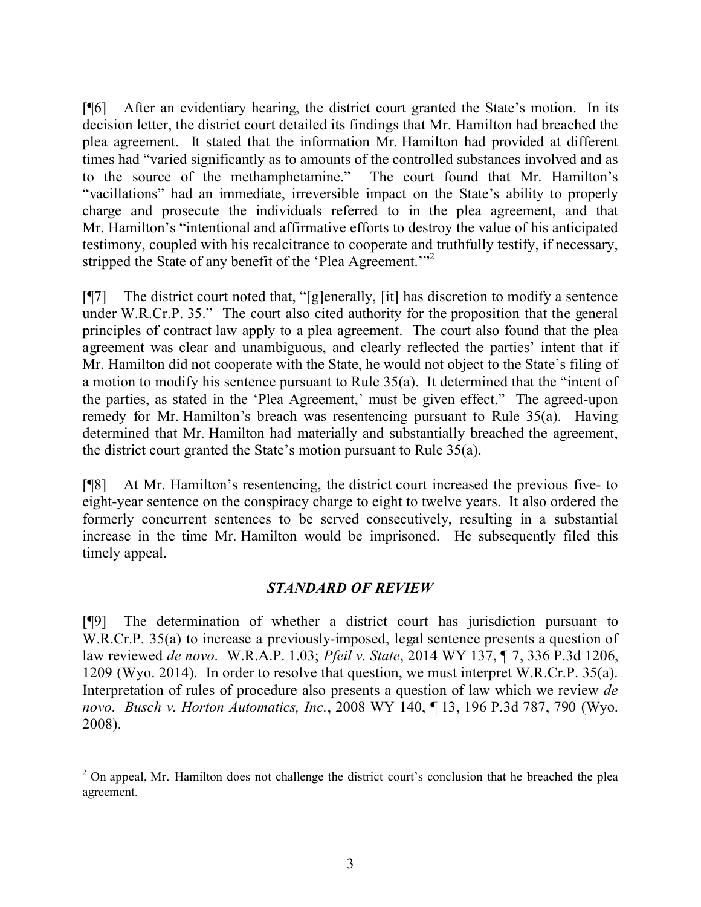[¶6] After an evidentiary hearing, the district court granted the State's motion. In its decision letter, the district court detailed its findings that Mr. Hamilton had breached the plea agreement. It stated that the information Mr. Hamilton had provided at different times had "varied significantly as to amounts of the controlled substances involved and as to the source of the methamphetamine." The court found that Mr. Hamilton's "vacillations" had an immediate, irreversible impact on the State's ability to properly charge and prosecute the individuals referred to in the plea agreement, and that Mr. Hamilton's "intentional and affirmative efforts to destroy the value of his anticipated testimony, coupled with his recalcitrance to cooperate and truthfully testify, if necessary, stripped the State of any benefit of the 'Plea Agreement.'"[2]

[¶7] The district court noted that, "[g]enerally, [it] has discretion to modify a sentence under W.R.Cr.P. 35." The court also cited authority for the proposition that the general principles of contract law apply to a plea agreement. The court also found that the plea agreement was clear and unambiguous, and clearly reflected the parties' intent that if Mr. Hamilton did not cooperate with the State, he would not object to the State's filing of a motion to modify his sentence pursuant to Rule 35(a). It determined that the "intent of the parties, as stated in the 'Plea Agreement,' must be given effect." The agreed-upon remedy for Mr. Hamilton's breach was resentencing pursuant to Rule 35(a). Having determined that Mr. Hamilton had materially and substantially breached the agreement, the district court granted the State's motion pursuant to Rule 35(a).

[¶8] At Mr. Hamilton's resentencing, the district court increased the previous five- to eight-year sentence on the conspiracy charge to eight to twelve years. It also ordered the formerly concurrent sentences to be served consecutively, resulting in a substantial increase in the time Mr. Hamilton would be imprisoned. He subsequently filed this timely appeal.

## *STANDARD OF REVIEW*

[¶9] The determination of whether a district court has jurisdiction pursuant to W.R.Cr.P. 35(a) to increase a previously-imposed, legal sentence presents a question of law reviewed *de novo*. W.R.A.P. 1.03; *Pfeil v. State*, 2014 WY 137, ¶ 7, 336 P.3d 1206, 1209 (Wyo. 2014). In order to resolve that question, we must interpret W.R.Cr.P. 35(a). Interpretation of rules of procedure also presents a question of law which we review *de novo*. *Busch v. Horton Automatics, Inc.*, 2008 WY 140, ¶ 13, 196 P.3d 787, 790 (Wyo. 2008).

---

[2] On appeal, Mr. Hamilton does not challenge the district court's conclusion that he breached the plea agreement.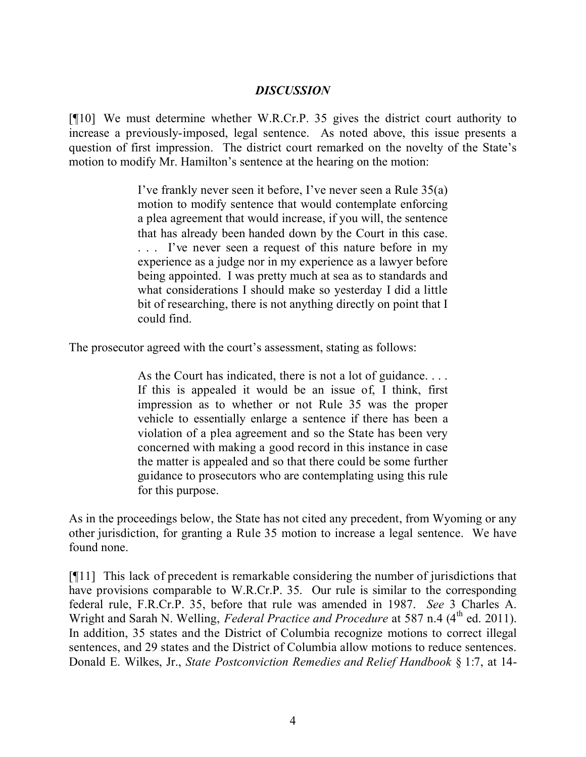## *DISCUSSION*

[¶10] We must determine whether W.R.Cr.P. 35 gives the district court authority to increase a previously-imposed, legal sentence. As noted above, this issue presents a question of first impression. The district court remarked on the novelty of the State's motion to modify Mr. Hamilton's sentence at the hearing on the motion:

> I've frankly never seen it before, I've never seen a Rule 35(a) motion to modify sentence that would contemplate enforcing a plea agreement that would increase, if you will, the sentence that has already been handed down by the Court in this case. . . . I've never seen a request of this nature before in my experience as a judge nor in my experience as a lawyer before being appointed. I was pretty much at sea as to standards and what considerations I should make so yesterday I did a little bit of researching, there is not anything directly on point that I could find.

The prosecutor agreed with the court's assessment, stating as follows:

> As the Court has indicated, there is not a lot of guidance. . . . If this is appealed it would be an issue of, I think, first impression as to whether or not Rule 35 was the proper vehicle to essentially enlarge a sentence if there has been a violation of a plea agreement and so the State has been very concerned with making a good record in this instance in case the matter is appealed and so that there could be some further guidance to prosecutors who are contemplating using this rule for this purpose.

As in the proceedings below, the State has not cited any precedent, from Wyoming or any other jurisdiction, for granting a Rule 35 motion to increase a legal sentence. We have found none.

[¶11] This lack of precedent is remarkable considering the number of jurisdictions that have provisions comparable to W.R.Cr.P. 35. Our rule is similar to the corresponding federal rule, F.R.Cr.P. 35, before that rule was amended in 1987. *See* 3 Charles A. Wright and Sarah N. Welling, *Federal Practice and Procedure* at 587 n.4 (4th ed. 2011). In addition, 35 states and the District of Columbia recognize motions to correct illegal sentences, and 29 states and the District of Columbia allow motions to reduce sentences. Donald E. Wilkes, Jr., *State Postconviction Remedies and Relief Handbook* § 1:7, at 14-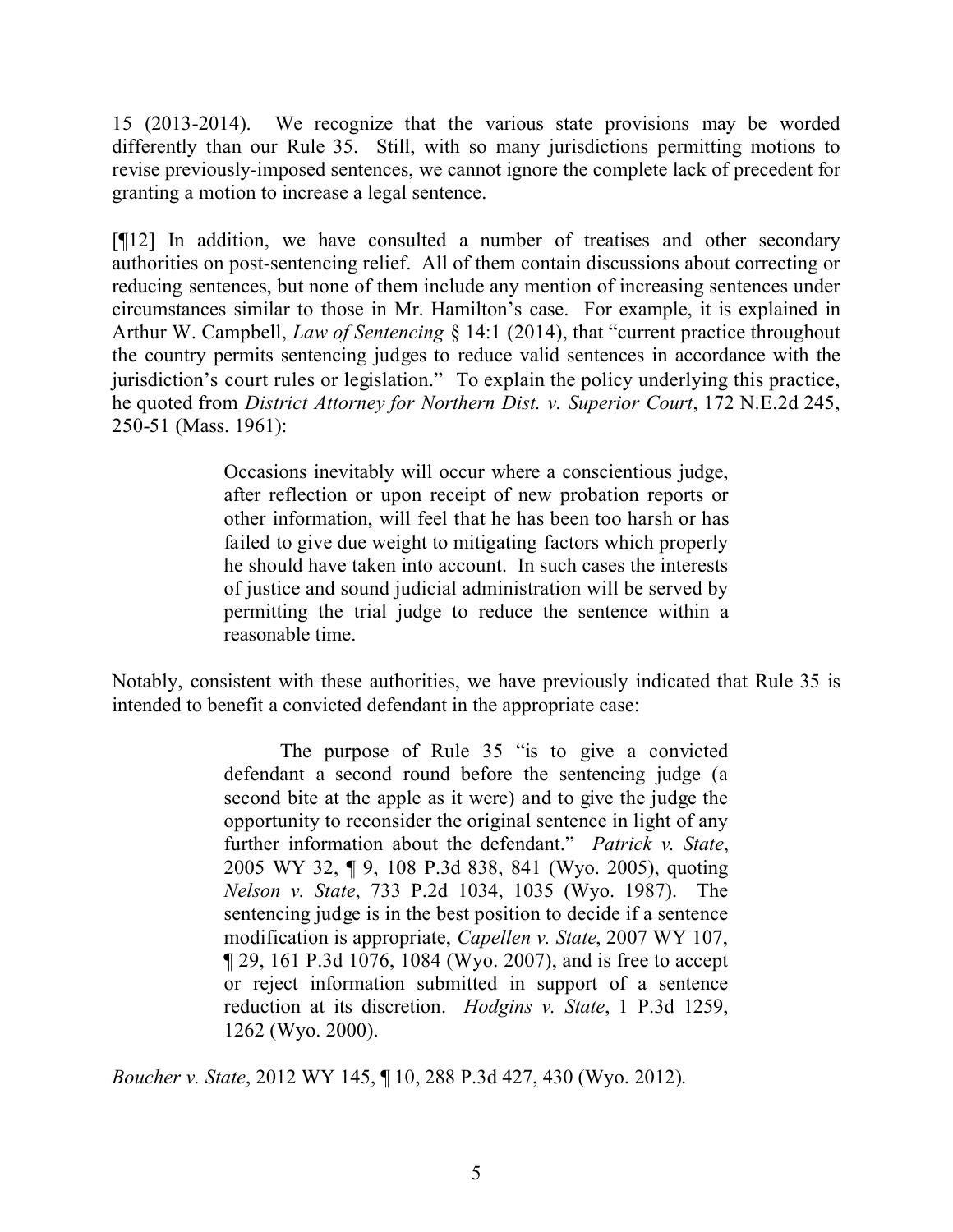15 (2013-2014). We recognize that the various state provisions may be worded differently than our Rule 35. Still, with so many jurisdictions permitting motions to revise previously-imposed sentences, we cannot ignore the complete lack of precedent for granting a motion to increase a legal sentence.

[¶12] In addition, we have consulted a number of treatises and other secondary authorities on post-sentencing relief. All of them contain discussions about correcting or reducing sentences, but none of them include any mention of increasing sentences under circumstances similar to those in Mr. Hamilton's case. For example, it is explained in Arthur W. Campbell, *Law of Sentencing* § 14:1 (2014), that "current practice throughout the country permits sentencing judges to reduce valid sentences in accordance with the jurisdiction's court rules or legislation." To explain the policy underlying this practice, he quoted from *District Attorney for Northern Dist. v. Superior Court*, 172 N.E.2d 245, 250-51 (Mass. 1961):

> Occasions inevitably will occur where a conscientious judge, after reflection or upon receipt of new probation reports or other information, will feel that he has been too harsh or has failed to give due weight to mitigating factors which properly he should have taken into account. In such cases the interests of justice and sound judicial administration will be served by permitting the trial judge to reduce the sentence within a reasonable time.

Notably, consistent with these authorities, we have previously indicated that Rule 35 is intended to benefit a convicted defendant in the appropriate case:

> The purpose of Rule 35 "is to give a convicted defendant a second round before the sentencing judge (a second bite at the apple as it were) and to give the judge the opportunity to reconsider the original sentence in light of any further information about the defendant." *Patrick v. State*, 2005 WY 32, ¶ 9, 108 P.3d 838, 841 (Wyo. 2005), quoting *Nelson v. State*, 733 P.2d 1034, 1035 (Wyo. 1987). The sentencing judge is in the best position to decide if a sentence modification is appropriate, *Capellen v. State*, 2007 WY 107, ¶ 29, 161 P.3d 1076, 1084 (Wyo. 2007), and is free to accept or reject information submitted in support of a sentence reduction at its discretion. *Hodgins v. State*, 1 P.3d 1259, 1262 (Wyo. 2000).

*Boucher v. State*, 2012 WY 145, ¶ 10, 288 P.3d 427, 430 (Wyo. 2012).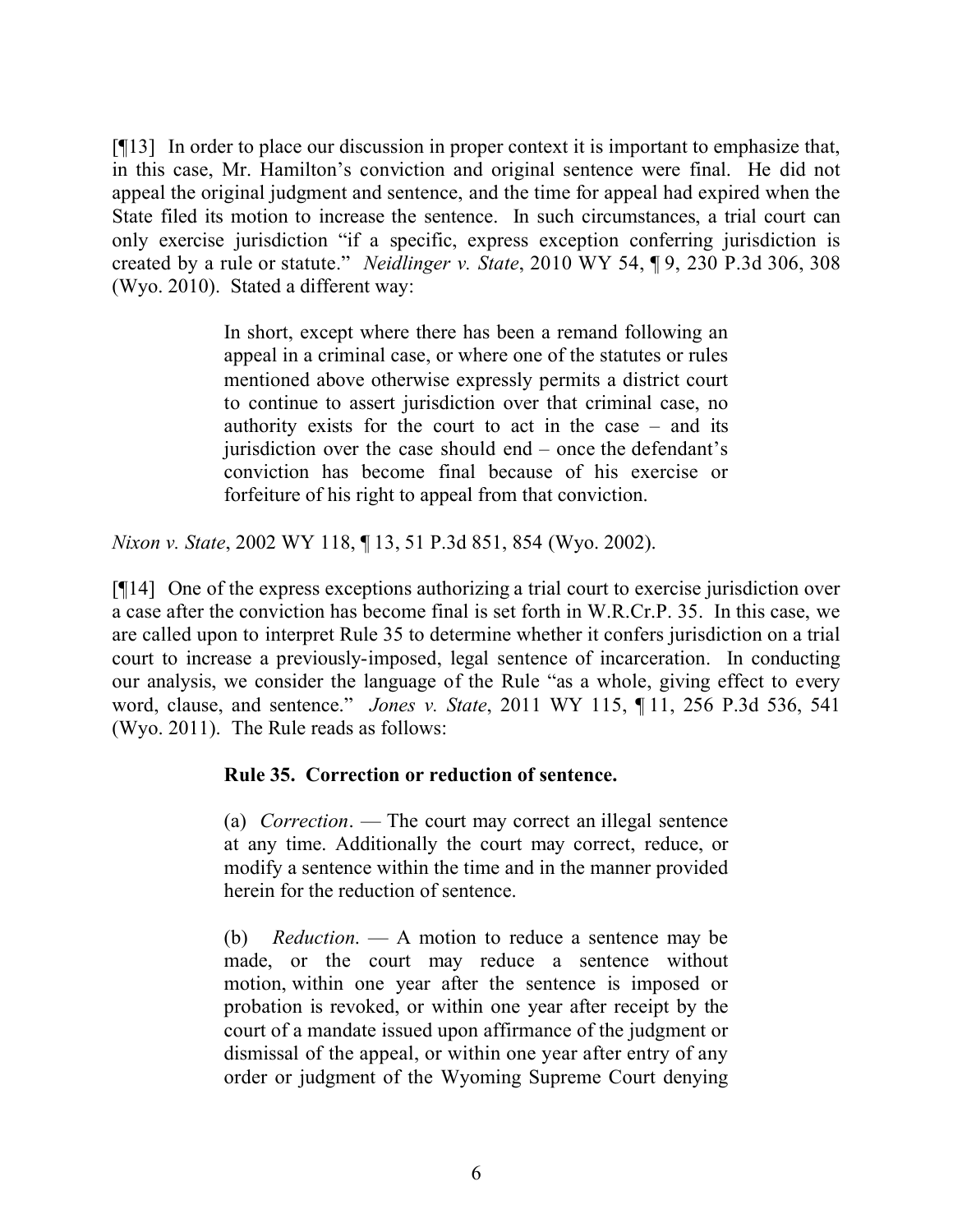[¶13] In order to place our discussion in proper context it is important to emphasize that, in this case, Mr. Hamilton's conviction and original sentence were final. He did not appeal the original judgment and sentence, and the time for appeal had expired when the State filed its motion to increase the sentence. In such circumstances, a trial court can only exercise jurisdiction "if a specific, express exception conferring jurisdiction is created by a rule or statute." *Neidlinger v. State*, 2010 WY 54, ¶ 9, 230 P.3d 306, 308 (Wyo. 2010). Stated a different way:

> In short, except where there has been a remand following an appeal in a criminal case, or where one of the statutes or rules mentioned above otherwise expressly permits a district court to continue to assert jurisdiction over that criminal case, no authority exists for the court to act in the case – and its jurisdiction over the case should end – once the defendant's conviction has become final because of his exercise or forfeiture of his right to appeal from that conviction.

*Nixon v. State*, 2002 WY 118, ¶ 13, 51 P.3d 851, 854 (Wyo. 2002).

[¶14] One of the express exceptions authorizing a trial court to exercise jurisdiction over a case after the conviction has become final is set forth in W.R.Cr.P. 35. In this case, we are called upon to interpret Rule 35 to determine whether it confers jurisdiction on a trial court to increase a previously-imposed, legal sentence of incarceration. In conducting our analysis, we consider the language of the Rule "as a whole, giving effect to every word, clause, and sentence." *Jones v. State*, 2011 WY 115, ¶ 11, 256 P.3d 536, 541 (Wyo. 2011). The Rule reads as follows:

> **Rule 35. Correction or reduction of sentence.**
>
> (a) *Correction*. — The court may correct an illegal sentence at any time. Additionally the court may correct, reduce, or modify a sentence within the time and in the manner provided herein for the reduction of sentence.
>
> (b) *Reduction*. — A motion to reduce a sentence may be made, or the court may reduce a sentence without motion, within one year after the sentence is imposed or probation is revoked, or within one year after receipt by the court of a mandate issued upon affirmance of the judgment or dismissal of the appeal, or within one year after entry of any order or judgment of the Wyoming Supreme Court denying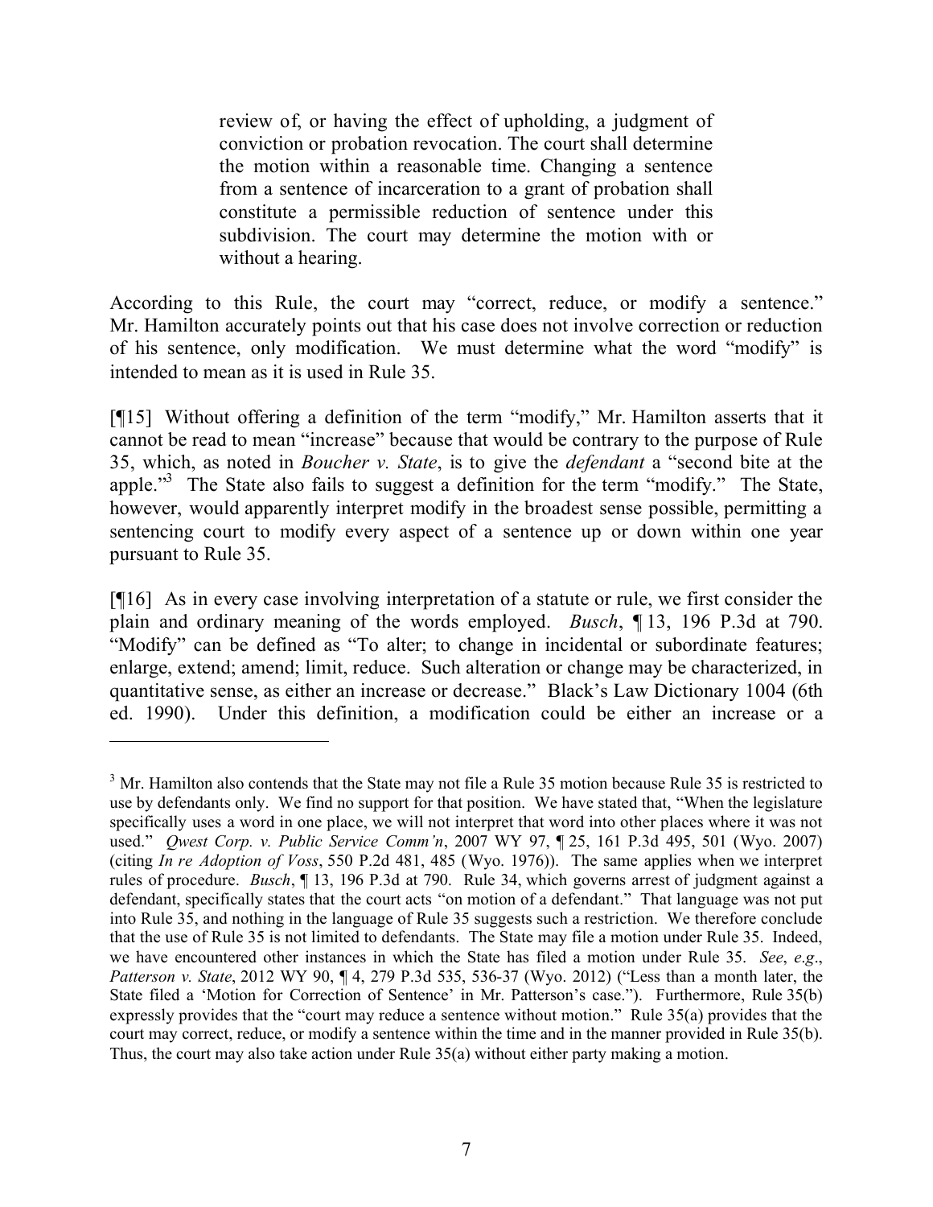> review of, or having the effect of upholding, a judgment of conviction or probation revocation. The court shall determine the motion within a reasonable time. Changing a sentence from a sentence of incarceration to a grant of probation shall constitute a permissible reduction of sentence under this subdivision. The court may determine the motion with or without a hearing.

According to this Rule, the court may "correct, reduce, or modify a sentence." Mr. Hamilton accurately points out that his case does not involve correction or reduction of his sentence, only modification. We must determine what the word "modify" is intended to mean as it is used in Rule 35.

[¶15] Without offering a definition of the term "modify," Mr. Hamilton asserts that it cannot be read to mean "increase" because that would be contrary to the purpose of Rule 35, which, as noted in *Boucher v. State*, is to give the *defendant* a "second bite at the apple."[3] The State also fails to suggest a definition for the term "modify." The State, however, would apparently interpret modify in the broadest sense possible, permitting a sentencing court to modify every aspect of a sentence up or down within one year pursuant to Rule 35.

[¶16] As in every case involving interpretation of a statute or rule, we first consider the plain and ordinary meaning of the words employed. *Busch*, ¶ 13, 196 P.3d at 790. "Modify" can be defined as "To alter; to change in incidental or subordinate features; enlarge, extend; amend; limit, reduce. Such alteration or change may be characterized, in quantitative sense, as either an increase or decrease." Black's Law Dictionary 1004 (6th ed. 1990). Under this definition, a modification could be either an increase or a

---

[3] Mr. Hamilton also contends that the State may not file a Rule 35 motion because Rule 35 is restricted to use by defendants only. We find no support for that position. We have stated that, "When the legislature specifically uses a word in one place, we will not interpret that word into other places where it was not used." *Qwest Corp. v. Public Service Comm'n*, 2007 WY 97, ¶ 25, 161 P.3d 495, 501 (Wyo. 2007) (citing *In re Adoption of Voss*, 550 P.2d 481, 485 (Wyo. 1976)). The same applies when we interpret rules of procedure. *Busch*, ¶ 13, 196 P.3d at 790. Rule 34, which governs arrest of judgment against a defendant, specifically states that the court acts "on motion of a defendant." That language was not put into Rule 35, and nothing in the language of Rule 35 suggests such a restriction. We therefore conclude that the use of Rule 35 is not limited to defendants. The State may file a motion under Rule 35. Indeed, we have encountered other instances in which the State has filed a motion under Rule 35. *See*, *e.g*., *Patterson v. State*, 2012 WY 90, ¶ 4, 279 P.3d 535, 536-37 (Wyo. 2012) ("Less than a month later, the State filed a 'Motion for Correction of Sentence' in Mr. Patterson's case."). Furthermore, Rule 35(b) expressly provides that the "court may reduce a sentence without motion." Rule 35(a) provides that the court may correct, reduce, or modify a sentence within the time and in the manner provided in Rule 35(b). Thus, the court may also take action under Rule 35(a) without either party making a motion.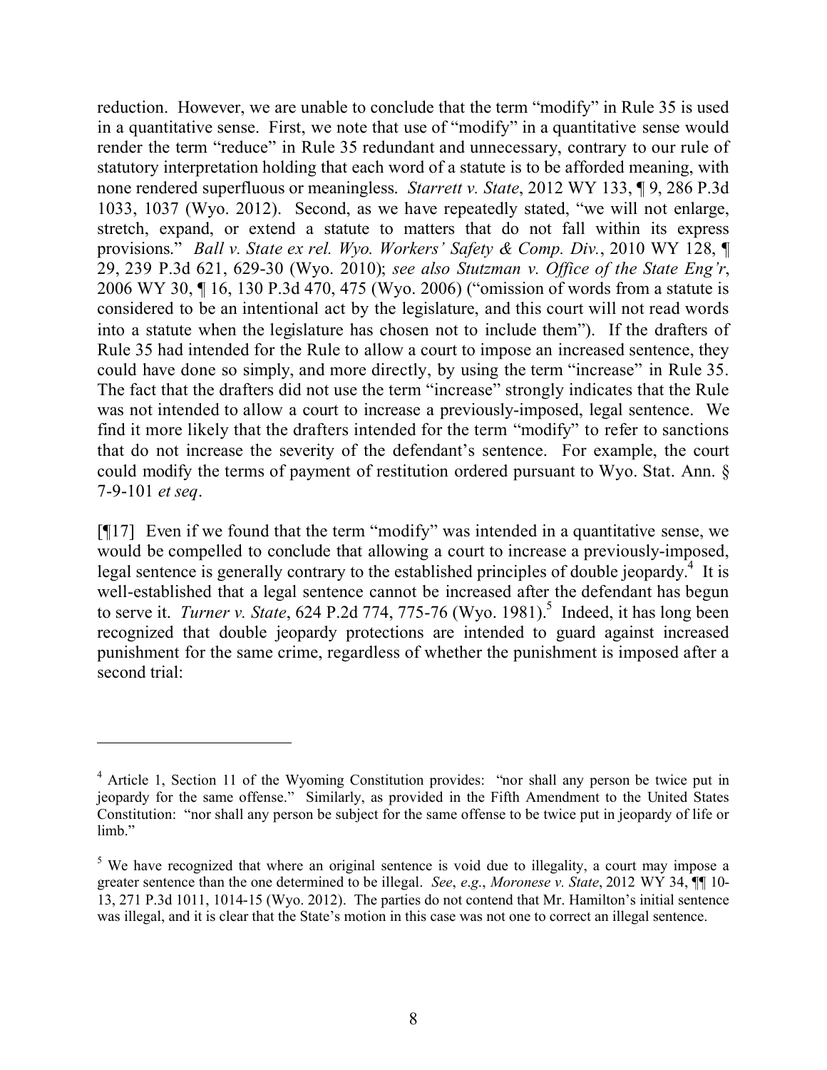reduction. However, we are unable to conclude that the term "modify" in Rule 35 is used in a quantitative sense. First, we note that use of "modify" in a quantitative sense would render the term "reduce" in Rule 35 redundant and unnecessary, contrary to our rule of statutory interpretation holding that each word of a statute is to be afforded meaning, with none rendered superfluous or meaningless. *Starrett v. State*, 2012 WY 133, ¶ 9, 286 P.3d 1033, 1037 (Wyo. 2012). Second, as we have repeatedly stated, "we will not enlarge, stretch, expand, or extend a statute to matters that do not fall within its express provisions." *Ball v. State ex rel. Wyo. Workers' Safety & Comp. Div.*, 2010 WY 128, ¶ 29, 239 P.3d 621, 629-30 (Wyo. 2010); *see also Stutzman v. Office of the State Eng'r*, 2006 WY 30, ¶ 16, 130 P.3d 470, 475 (Wyo. 2006) ("omission of words from a statute is considered to be an intentional act by the legislature, and this court will not read words into a statute when the legislature has chosen not to include them"). If the drafters of Rule 35 had intended for the Rule to allow a court to impose an increased sentence, they could have done so simply, and more directly, by using the term "increase" in Rule 35. The fact that the drafters did not use the term "increase" strongly indicates that the Rule was not intended to allow a court to increase a previously-imposed, legal sentence. We find it more likely that the drafters intended for the term "modify" to refer to sanctions that do not increase the severity of the defendant's sentence. For example, the court could modify the terms of payment of restitution ordered pursuant to Wyo. Stat. Ann. § 7-9-101 *et seq*.

[¶17] Even if we found that the term "modify" was intended in a quantitative sense, we would be compelled to conclude that allowing a court to increase a previously-imposed, legal sentence is generally contrary to the established principles of double jeopardy.[4] It is well-established that a legal sentence cannot be increased after the defendant has begun to serve it. *Turner v. State*, 624 P.2d 774, 775-76 (Wyo. 1981).[5] Indeed, it has long been recognized that double jeopardy protections are intended to guard against increased punishment for the same crime, regardless of whether the punishment is imposed after a second trial:

---

[4] Article 1, Section 11 of the Wyoming Constitution provides: "nor shall any person be twice put in jeopardy for the same offense." Similarly, as provided in the Fifth Amendment to the United States Constitution: "nor shall any person be subject for the same offense to be twice put in jeopardy of life or limb."

[5] We have recognized that where an original sentence is void due to illegality, a court may impose a greater sentence than the one determined to be illegal. *See*, *e.g.*, *Moronese v. State*, 2012 WY 34, ¶¶ 10-13, 271 P.3d 1011, 1014-15 (Wyo. 2012). The parties do not contend that Mr. Hamilton's initial sentence was illegal, and it is clear that the State's motion in this case was not one to correct an illegal sentence.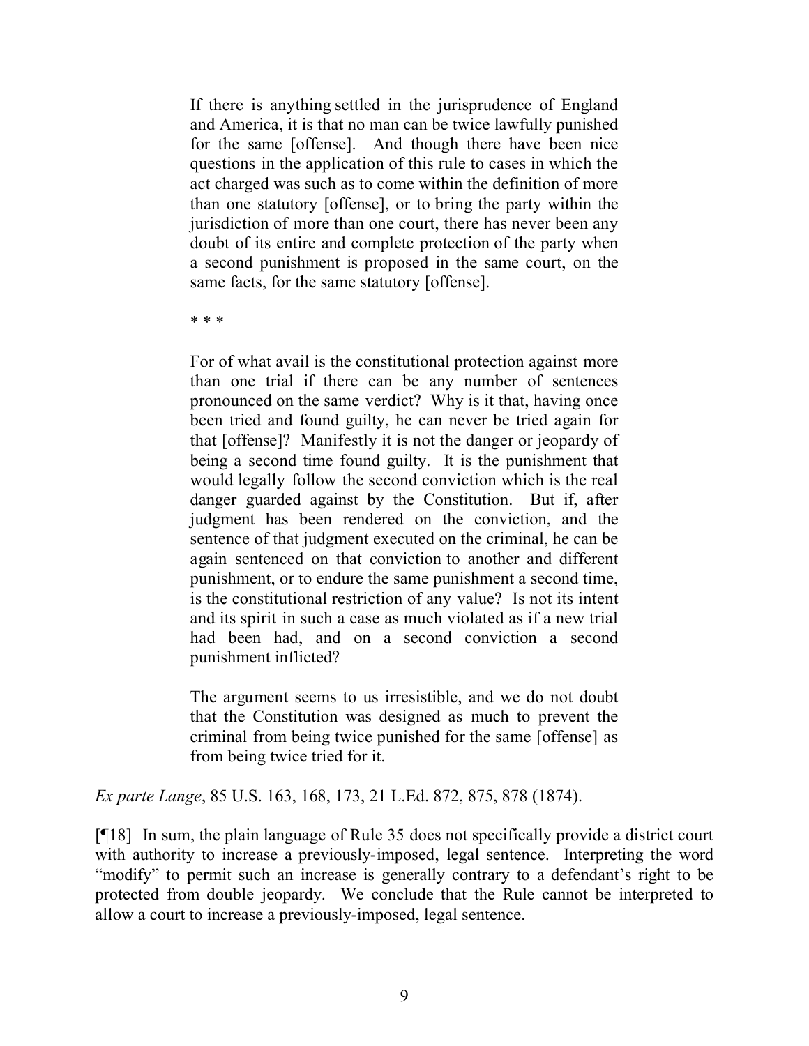> If there is anything settled in the jurisprudence of England and America, it is that no man can be twice lawfully punished for the same [offense]. And though there have been nice questions in the application of this rule to cases in which the act charged was such as to come within the definition of more than one statutory [offense], or to bring the party within the jurisdiction of more than one court, there has never been any doubt of its entire and complete protection of the party when a second punishment is proposed in the same court, on the same facts, for the same statutory [offense].
>
> \* \* \*
>
> For of what avail is the constitutional protection against more than one trial if there can be any number of sentences pronounced on the same verdict? Why is it that, having once been tried and found guilty, he can never be tried again for that [offense]? Manifestly it is not the danger or jeopardy of being a second time found guilty. It is the punishment that would legally follow the second conviction which is the real danger guarded against by the Constitution. But if, after judgment has been rendered on the conviction, and the sentence of that judgment executed on the criminal, he can be again sentenced on that conviction to another and different punishment, or to endure the same punishment a second time, is the constitutional restriction of any value? Is not its intent and its spirit in such a case as much violated as if a new trial had been had, and on a second conviction a second punishment inflicted?
>
> The argument seems to us irresistible, and we do not doubt that the Constitution was designed as much to prevent the criminal from being twice punished for the same [offense] as from being twice tried for it.

*Ex parte Lange*, 85 U.S. 163, 168, 173, 21 L.Ed. 872, 875, 878 (1874).

[¶18] In sum, the plain language of Rule 35 does not specifically provide a district court with authority to increase a previously-imposed, legal sentence. Interpreting the word "modify" to permit such an increase is generally contrary to a defendant's right to be protected from double jeopardy. We conclude that the Rule cannot be interpreted to allow a court to increase a previously-imposed, legal sentence.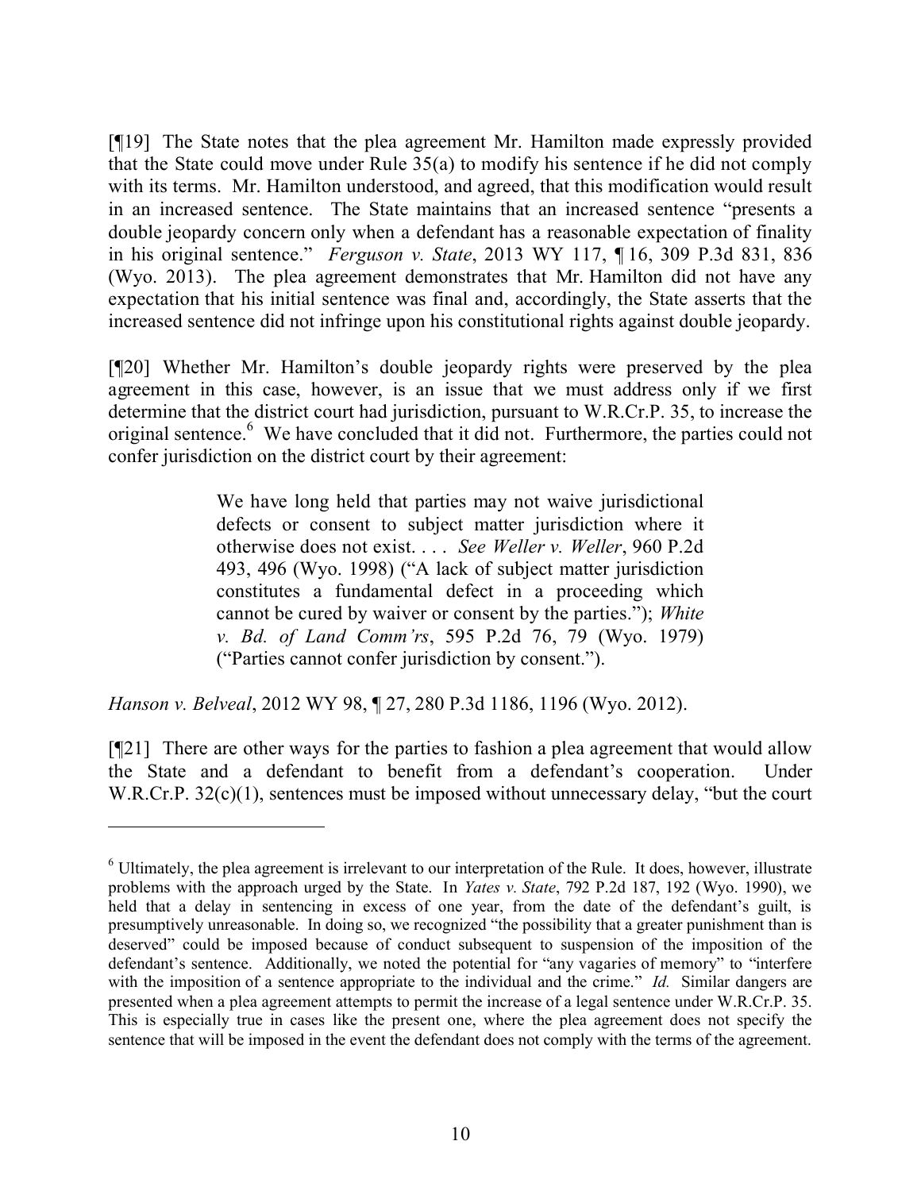[¶19] The State notes that the plea agreement Mr. Hamilton made expressly provided that the State could move under Rule 35(a) to modify his sentence if he did not comply with its terms. Mr. Hamilton understood, and agreed, that this modification would result in an increased sentence. The State maintains that an increased sentence "presents a double jeopardy concern only when a defendant has a reasonable expectation of finality in his original sentence." *Ferguson v. State*, 2013 WY 117, ¶ 16, 309 P.3d 831, 836 (Wyo. 2013). The plea agreement demonstrates that Mr. Hamilton did not have any expectation that his initial sentence was final and, accordingly, the State asserts that the increased sentence did not infringe upon his constitutional rights against double jeopardy.

[¶20] Whether Mr. Hamilton's double jeopardy rights were preserved by the plea agreement in this case, however, is an issue that we must address only if we first determine that the district court had jurisdiction, pursuant to W.R.Cr.P. 35, to increase the original sentence.[6] We have concluded that it did not. Furthermore, the parties could not confer jurisdiction on the district court by their agreement:

> We have long held that parties may not waive jurisdictional defects or consent to subject matter jurisdiction where it otherwise does not exist. . . . *See Weller v. Weller*, 960 P.2d 493, 496 (Wyo. 1998) ("A lack of subject matter jurisdiction constitutes a fundamental defect in a proceeding which cannot be cured by waiver or consent by the parties."); *White v. Bd. of Land Comm'rs*, 595 P.2d 76, 79 (Wyo. 1979) ("Parties cannot confer jurisdiction by consent.").

*Hanson v. Belveal*, 2012 WY 98, ¶ 27, 280 P.3d 1186, 1196 (Wyo. 2012).

[¶21] There are other ways for the parties to fashion a plea agreement that would allow the State and a defendant to benefit from a defendant's cooperation. Under W.R.Cr.P. 32(c)(1), sentences must be imposed without unnecessary delay, "but the court

---

[6] Ultimately, the plea agreement is irrelevant to our interpretation of the Rule. It does, however, illustrate problems with the approach urged by the State. In *Yates v. State*, 792 P.2d 187, 192 (Wyo. 1990), we held that a delay in sentencing in excess of one year, from the date of the defendant's guilt, is presumptively unreasonable. In doing so, we recognized "the possibility that a greater punishment than is deserved" could be imposed because of conduct subsequent to suspension of the imposition of the defendant's sentence. Additionally, we noted the potential for "any vagaries of memory" to "interfere with the imposition of a sentence appropriate to the individual and the crime." *Id.* Similar dangers are presented when a plea agreement attempts to permit the increase of a legal sentence under W.R.Cr.P. 35. This is especially true in cases like the present one, where the plea agreement does not specify the sentence that will be imposed in the event the defendant does not comply with the terms of the agreement.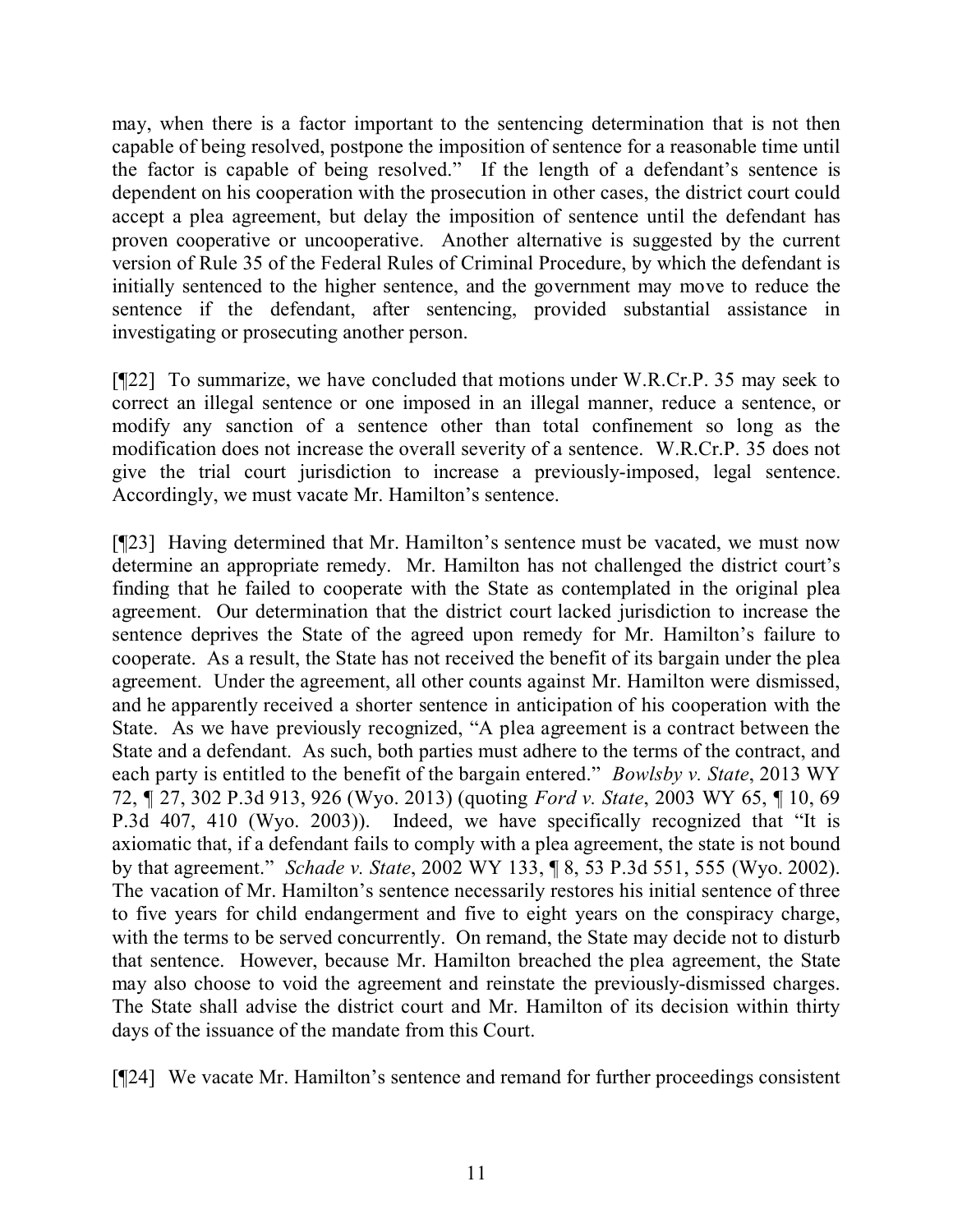may, when there is a factor important to the sentencing determination that is not then capable of being resolved, postpone the imposition of sentence for a reasonable time until the factor is capable of being resolved." If the length of a defendant's sentence is dependent on his cooperation with the prosecution in other cases, the district court could accept a plea agreement, but delay the imposition of sentence until the defendant has proven cooperative or uncooperative. Another alternative is suggested by the current version of Rule 35 of the Federal Rules of Criminal Procedure, by which the defendant is initially sentenced to the higher sentence, and the government may move to reduce the sentence if the defendant, after sentencing, provided substantial assistance in investigating or prosecuting another person.

[¶22] To summarize, we have concluded that motions under W.R.Cr.P. 35 may seek to correct an illegal sentence or one imposed in an illegal manner, reduce a sentence, or modify any sanction of a sentence other than total confinement so long as the modification does not increase the overall severity of a sentence. W.R.Cr.P. 35 does not give the trial court jurisdiction to increase a previously-imposed, legal sentence. Accordingly, we must vacate Mr. Hamilton's sentence.

[¶23] Having determined that Mr. Hamilton's sentence must be vacated, we must now determine an appropriate remedy. Mr. Hamilton has not challenged the district court's finding that he failed to cooperate with the State as contemplated in the original plea agreement. Our determination that the district court lacked jurisdiction to increase the sentence deprives the State of the agreed upon remedy for Mr. Hamilton's failure to cooperate. As a result, the State has not received the benefit of its bargain under the plea agreement. Under the agreement, all other counts against Mr. Hamilton were dismissed, and he apparently received a shorter sentence in anticipation of his cooperation with the State. As we have previously recognized, "A plea agreement is a contract between the State and a defendant. As such, both parties must adhere to the terms of the contract, and each party is entitled to the benefit of the bargain entered." *Bowlsby v. State*, 2013 WY 72, ¶ 27, 302 P.3d 913, 926 (Wyo. 2013) (quoting *Ford v. State*, 2003 WY 65, ¶ 10, 69 P.3d 407, 410 (Wyo. 2003)). Indeed, we have specifically recognized that "It is axiomatic that, if a defendant fails to comply with a plea agreement, the state is not bound by that agreement." *Schade v. State*, 2002 WY 133, ¶ 8, 53 P.3d 551, 555 (Wyo. 2002). The vacation of Mr. Hamilton's sentence necessarily restores his initial sentence of three to five years for child endangerment and five to eight years on the conspiracy charge, with the terms to be served concurrently. On remand, the State may decide not to disturb that sentence. However, because Mr. Hamilton breached the plea agreement, the State may also choose to void the agreement and reinstate the previously-dismissed charges. The State shall advise the district court and Mr. Hamilton of its decision within thirty days of the issuance of the mandate from this Court.

[¶24] We vacate Mr. Hamilton's sentence and remand for further proceedings consistent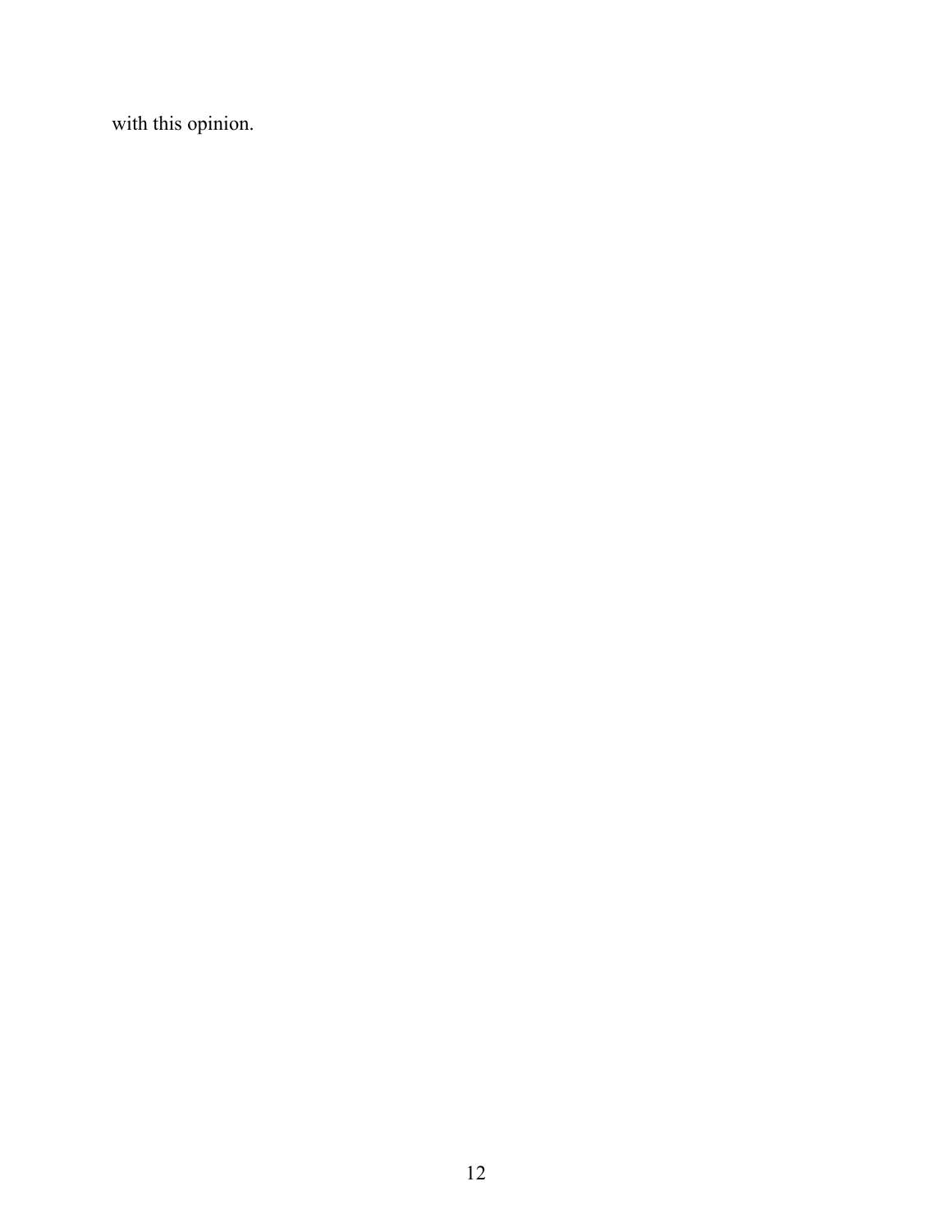with this opinion.